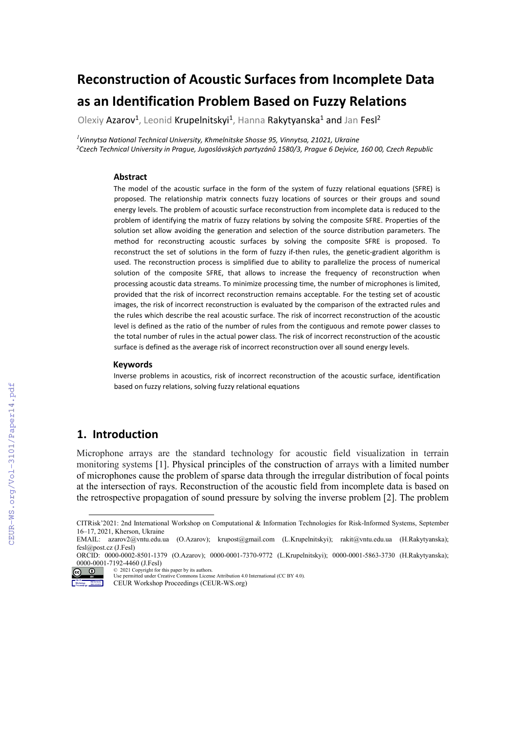# Reconstruction of Acoustic Surfaces from Incomplete Data as an Identification Problem Based on Fuzzy Relations

Olexiy Azarov[1], Leonid Krupelnitskyi[1], Hanna Rakytyanska[1] and Jan Fesl[2]

[1]*Vinnytsa National Technical University, Khmelnitske Shosse 95, Vinnytsa, 21021, Ukraine*
[2]*Czech Technical University in Prague, Jugoslávských partyzánů 1580/3, Prague 6 Dejvice, 160 00, Czech Republic*

### Abstract

The model of the acoustic surface in the form of the system of fuzzy relational equations (SFRE) is proposed. The relationship matrix connects fuzzy locations of sources or their groups and sound energy levels. The problem of acoustic surface reconstruction from incomplete data is reduced to the problem of identifying the matrix of fuzzy relations by solving the composite SFRE. Properties of the solution set allow avoiding the generation and selection of the source distribution parameters. The method for reconstructing acoustic surfaces by solving the composite SFRE is proposed. To reconstruct the set of solutions in the form of fuzzy if-then rules, the genetic-gradient algorithm is used. The reconstruction process is simplified due to ability to parallelize the process of numerical solution of the composite SFRE, that allows to increase the frequency of reconstruction when processing acoustic data streams. To minimize processing time, the number of microphones is limited, provided that the risk of incorrect reconstruction remains acceptable. For the testing set of acoustic images, the risk of incorrect reconstruction is evaluated by the comparison of the extracted rules and the rules which describe the real acoustic surface. The risk of incorrect reconstruction of the acoustic level is defined as the ratio of the number of rules from the contiguous and remote power classes to the total number of rules in the actual power class. The risk of incorrect reconstruction of the acoustic surface is defined as the average risk of incorrect reconstruction over all sound energy levels.

### Keywords

Inverse problems in acoustics, risk of incorrect reconstruction of the acoustic surface, identification based on fuzzy relations, solving fuzzy relational equations

## 1. Introduction

Microphone arrays are the standard technology for acoustic field visualization in terrain monitoring systems [1]. Physical principles of the construction of arrays with a limited number of microphones cause the problem of sparse data through the irregular distribution of focal points at the intersection of rays. Reconstruction of the acoustic field from incomplete data is based on the retrospective propagation of sound pressure by solving the inverse problem [2]. The problem

---

CITRisk'2021: 2nd International Workshop on Computational & Information Technologies for Risk-Informed Systems, September 16–17, 2021, Kherson, Ukraine
EMAIL: azarov2@vntu.edu.ua (O.Azarov); krupost@gmail.com (L.Krupelnitskyi); rakit@vntu.edu.ua (H.Rakytyanska); fesl@post.cz (J.Fesl)
ORCID: 0000-0002-8501-1379 (O.Azarov); 0000-0001-7370-9772 (L.Krupelnitskyi); 0000-0001-5863-3730 (H.Rakytyanska); 0000-0001-7192-4460 (J.Fesl)
© 2021 Copyright for this paper by its authors.
Use permitted under Creative Commons License Attribution 4.0 International (CC BY 4.0).
CEUR Workshop Proceedings (CEUR-WS.org)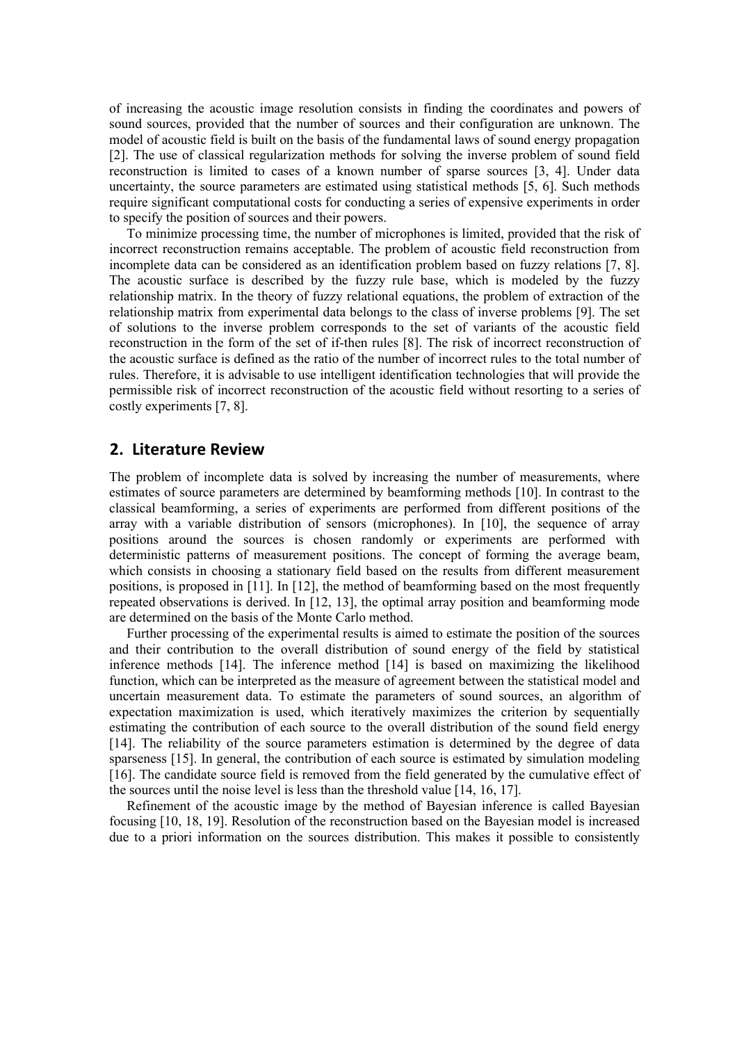of increasing the acoustic image resolution consists in finding the coordinates and powers of sound sources, provided that the number of sources and their configuration are unknown. The model of acoustic field is built on the basis of the fundamental laws of sound energy propagation [2]. The use of classical regularization methods for solving the inverse problem of sound field reconstruction is limited to cases of a known number of sparse sources [3, 4]. Under data uncertainty, the source parameters are estimated using statistical methods [5, 6]. Such methods require significant computational costs for conducting a series of expensive experiments in order to specify the position of sources and their powers.

To minimize processing time, the number of microphones is limited, provided that the risk of incorrect reconstruction remains acceptable. The problem of acoustic field reconstruction from incomplete data can be considered as an identification problem based on fuzzy relations [7, 8]. The acoustic surface is described by the fuzzy rule base, which is modeled by the fuzzy relationship matrix. In the theory of fuzzy relational equations, the problem of extraction of the relationship matrix from experimental data belongs to the class of inverse problems [9]. The set of solutions to the inverse problem corresponds to the set of variants of the acoustic field reconstruction in the form of the set of if-then rules [8]. The risk of incorrect reconstruction of the acoustic surface is defined as the ratio of the number of incorrect rules to the total number of rules. Therefore, it is advisable to use intelligent identification technologies that will provide the permissible risk of incorrect reconstruction of the acoustic field without resorting to a series of costly experiments [7, 8].

## 2. Literature Review

The problem of incomplete data is solved by increasing the number of measurements, where estimates of source parameters are determined by beamforming methods [10]. In contrast to the classical beamforming, a series of experiments are performed from different positions of the array with a variable distribution of sensors (microphones). In [10], the sequence of array positions around the sources is chosen randomly or experiments are performed with deterministic patterns of measurement positions. The concept of forming the average beam, which consists in choosing a stationary field based on the results from different measurement positions, is proposed in [11]. In [12], the method of beamforming based on the most frequently repeated observations is derived. In [12, 13], the optimal array position and beamforming mode are determined on the basis of the Monte Carlo method.

Further processing of the experimental results is aimed to estimate the position of the sources and their contribution to the overall distribution of sound energy of the field by statistical inference methods [14]. The inference method [14] is based on maximizing the likelihood function, which can be interpreted as the measure of agreement between the statistical model and uncertain measurement data. To estimate the parameters of sound sources, an algorithm of expectation maximization is used, which iteratively maximizes the criterion by sequentially estimating the contribution of each source to the overall distribution of the sound field energy [14]. The reliability of the source parameters estimation is determined by the degree of data sparseness [15]. In general, the contribution of each source is estimated by simulation modeling [16]. The candidate source field is removed from the field generated by the cumulative effect of the sources until the noise level is less than the threshold value [14, 16, 17].

Refinement of the acoustic image by the method of Bayesian inference is called Bayesian focusing [10, 18, 19]. Resolution of the reconstruction based on the Bayesian model is increased due to a priori information on the sources distribution. This makes it possible to consistently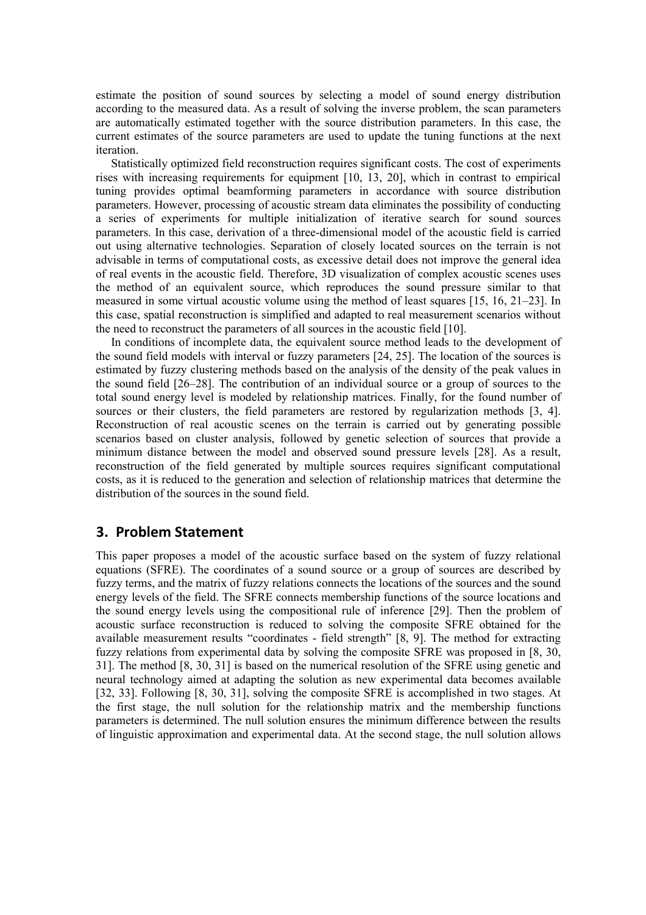estimate the position of sound sources by selecting a model of sound energy distribution according to the measured data. As a result of solving the inverse problem, the scan parameters are automatically estimated together with the source distribution parameters. In this case, the current estimates of the source parameters are used to update the tuning functions at the next iteration.

Statistically optimized field reconstruction requires significant costs. The cost of experiments rises with increasing requirements for equipment [10, 13, 20], which in contrast to empirical tuning provides optimal beamforming parameters in accordance with source distribution parameters. However, processing of acoustic stream data eliminates the possibility of conducting a series of experiments for multiple initialization of iterative search for sound sources parameters. In this case, derivation of a three-dimensional model of the acoustic field is carried out using alternative technologies. Separation of closely located sources on the terrain is not advisable in terms of computational costs, as excessive detail does not improve the general idea of real events in the acoustic field. Therefore, 3D visualization of complex acoustic scenes uses the method of an equivalent source, which reproduces the sound pressure similar to that measured in some virtual acoustic volume using the method of least squares [15, 16, 21–23]. In this case, spatial reconstruction is simplified and adapted to real measurement scenarios without the need to reconstruct the parameters of all sources in the acoustic field [10].

In conditions of incomplete data, the equivalent source method leads to the development of the sound field models with interval or fuzzy parameters [24, 25]. The location of the sources is estimated by fuzzy clustering methods based on the analysis of the density of the peak values in the sound field [26–28]. The contribution of an individual source or a group of sources to the total sound energy level is modeled by relationship matrices. Finally, for the found number of sources or their clusters, the field parameters are restored by regularization methods [3, 4]. Reconstruction of real acoustic scenes on the terrain is carried out by generating possible scenarios based on cluster analysis, followed by genetic selection of sources that provide a minimum distance between the model and observed sound pressure levels [28]. As a result, reconstruction of the field generated by multiple sources requires significant computational costs, as it is reduced to the generation and selection of relationship matrices that determine the distribution of the sources in the sound field.

## 3. Problem Statement

This paper proposes a model of the acoustic surface based on the system of fuzzy relational equations (SFRE). The coordinates of a sound source or a group of sources are described by fuzzy terms, and the matrix of fuzzy relations connects the locations of the sources and the sound energy levels of the field. The SFRE connects membership functions of the source locations and the sound energy levels using the compositional rule of inference [29]. Then the problem of acoustic surface reconstruction is reduced to solving the composite SFRE obtained for the available measurement results "coordinates - field strength" [8, 9]. The method for extracting fuzzy relations from experimental data by solving the composite SFRE was proposed in [8, 30, 31]. The method [8, 30, 31] is based on the numerical resolution of the SFRE using genetic and neural technology aimed at adapting the solution as new experimental data becomes available [32, 33]. Following [8, 30, 31], solving the composite SFRE is accomplished in two stages. At the first stage, the null solution for the relationship matrix and the membership functions parameters is determined. The null solution ensures the minimum difference between the results of linguistic approximation and experimental data. At the second stage, the null solution allows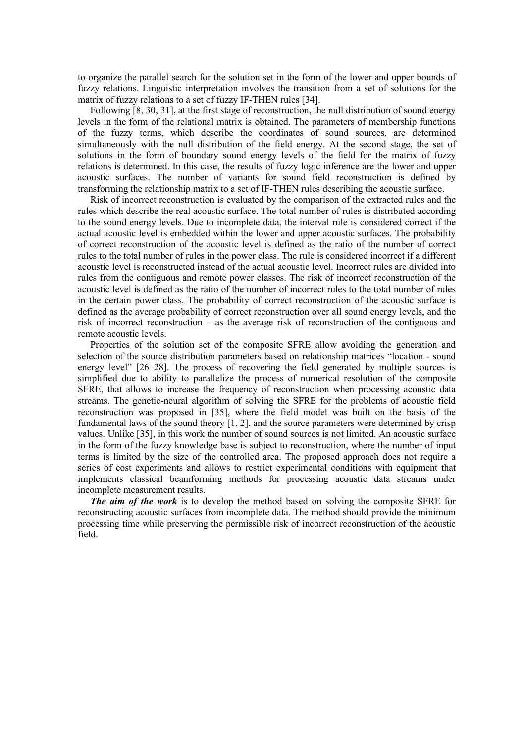to organize the parallel search for the solution set in the form of the lower and upper bounds of fuzzy relations. Linguistic interpretation involves the transition from a set of solutions for the matrix of fuzzy relations to a set of fuzzy IF-THEN rules [34].

Following [8, 30, 31], at the first stage of reconstruction, the null distribution of sound energy levels in the form of the relational matrix is obtained. The parameters of membership functions of the fuzzy terms, which describe the coordinates of sound sources, are determined simultaneously with the null distribution of the field energy. At the second stage, the set of solutions in the form of boundary sound energy levels of the field for the matrix of fuzzy relations is determined. In this case, the results of fuzzy logic inference are the lower and upper acoustic surfaces. The number of variants for sound field reconstruction is defined by transforming the relationship matrix to a set of IF-THEN rules describing the acoustic surface.

Risk of incorrect reconstruction is evaluated by the comparison of the extracted rules and the rules which describe the real acoustic surface. The total number of rules is distributed according to the sound energy levels. Due to incomplete data, the interval rule is considered correct if the actual acoustic level is embedded within the lower and upper acoustic surfaces. The probability of correct reconstruction of the acoustic level is defined as the ratio of the number of correct rules to the total number of rules in the power class. The rule is considered incorrect if a different acoustic level is reconstructed instead of the actual acoustic level. Incorrect rules are divided into rules from the contiguous and remote power classes. The risk of incorrect reconstruction of the acoustic level is defined as the ratio of the number of incorrect rules to the total number of rules in the certain power class. The probability of correct reconstruction of the acoustic surface is defined as the average probability of correct reconstruction over all sound energy levels, and the risk of incorrect reconstruction – as the average risk of reconstruction of the contiguous and remote acoustic levels.

Properties of the solution set of the composite SFRE allow avoiding the generation and selection of the source distribution parameters based on relationship matrices "location - sound energy level" [26–28]. The process of recovering the field generated by multiple sources is simplified due to ability to parallelize the process of numerical resolution of the composite SFRE, that allows to increase the frequency of reconstruction when processing acoustic data streams. The genetic-neural algorithm of solving the SFRE for the problems of acoustic field reconstruction was proposed in [35], where the field model was built on the basis of the fundamental laws of the sound theory [1, 2], and the source parameters were determined by crisp values. Unlike [35], in this work the number of sound sources is not limited. An acoustic surface in the form of the fuzzy knowledge base is subject to reconstruction, where the number of input terms is limited by the size of the controlled area. The proposed approach does not require a series of cost experiments and allows to restrict experimental conditions with equipment that implements classical beamforming methods for processing acoustic data streams under incomplete measurement results.

***The aim of the work*** is to develop the method based on solving the composite SFRE for reconstructing acoustic surfaces from incomplete data. The method should provide the minimum processing time while preserving the permissible risk of incorrect reconstruction of the acoustic field.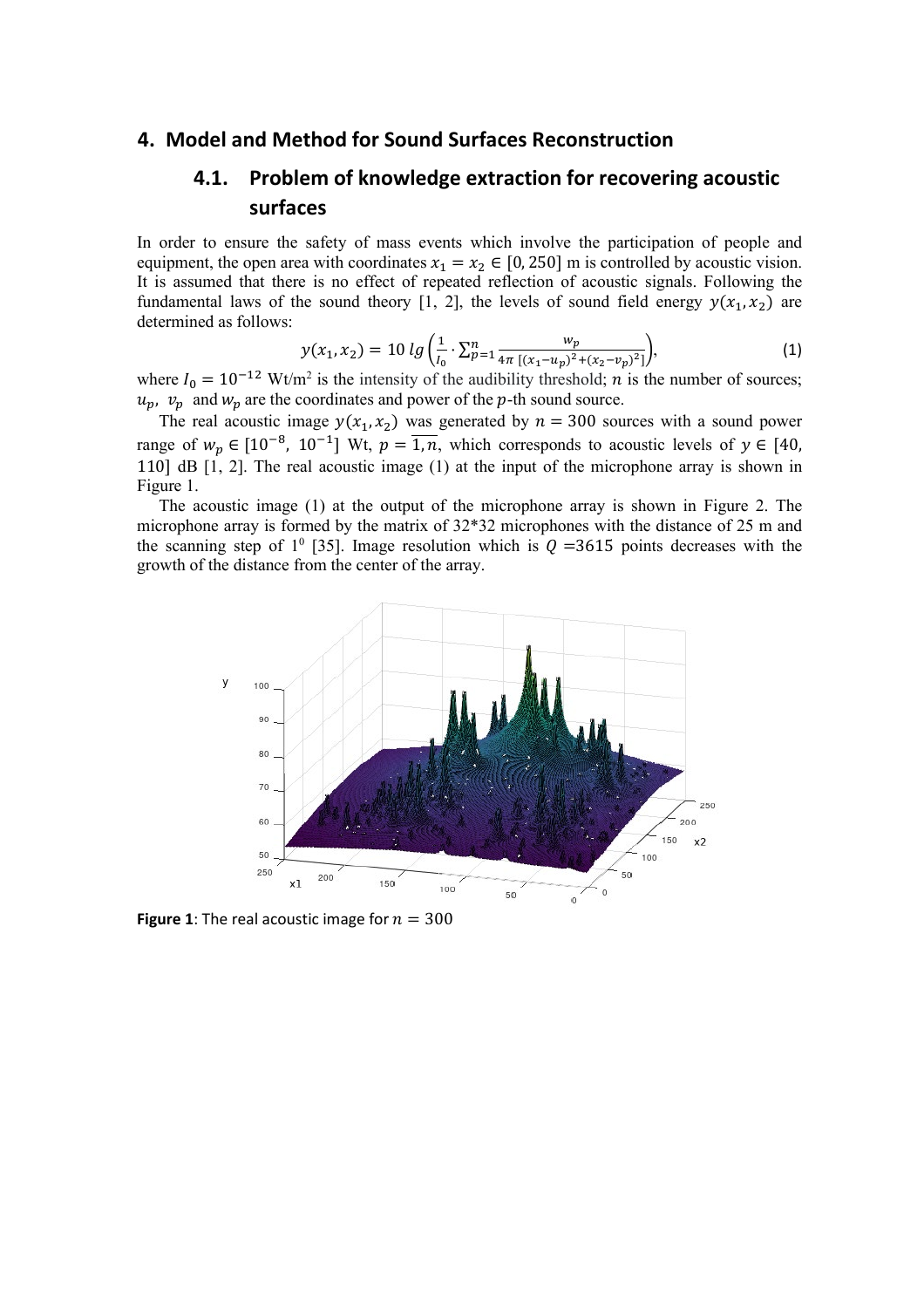# 4. Model and Method for Sound Surfaces Reconstruction

## 4.1. Problem of knowledge extraction for recovering acoustic surfaces

In order to ensure the safety of mass events which involve the participation of people and equipment, the open area with coordinates $x_1 = x_2 \in [0, 250]$ m is controlled by acoustic vision. It is assumed that there is no effect of repeated reflection of acoustic signals. Following the fundamental laws of the sound theory [1, 2], the levels of sound field energy $y(x_1, x_2)$ are determined as follows:

$$y(x_1, x_2) = 10\, lg\left(\frac{1}{I_0} \cdot \sum_{p=1}^{n} \frac{w_p}{4\pi\,[(x_1-u_p)^2+(x_2-v_p)^2]}\right), \tag{1}$$

where $I_0 = 10^{-12}$ Wt/m$^2$ is the intensity of the audibility threshold; $n$ is the number of sources; $u_p$, $v_p$ and $w_p$ are the coordinates and power of the $p$-th sound source.

The real acoustic image $y(x_1, x_2)$ was generated by $n = 300$ sources with a sound power range of $w_p \in [10^{-8},\ 10^{-1}]$ Wt, $p = \overline{1, n}$, which corresponds to acoustic levels of $y \in [40, 110]$ dB [1, 2]. The real acoustic image (1) at the input of the microphone array is shown in Figure 1.

The acoustic image (1) at the output of the microphone array is shown in Figure 2. The microphone array is formed by the matrix of 32*32 microphones with the distance of 25 m and the scanning step of $1^0$ [35]. Image resolution which is $Q$ =3615 points decreases with the growth of the distance from the center of the array.

**Figure 1**: The real acoustic image for $n = 300$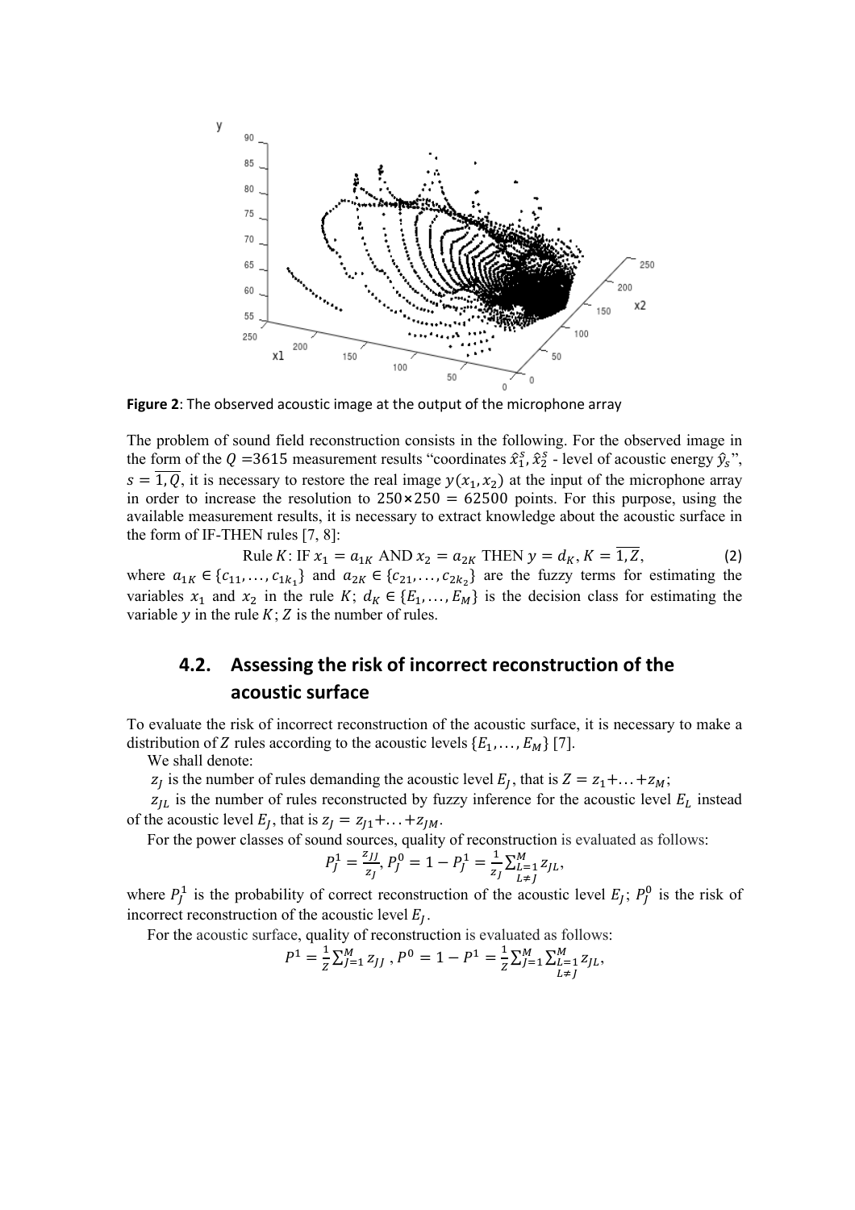**Figure 2**: The observed acoustic image at the output of the microphone array

The problem of sound field reconstruction consists in the following. For the observed image in the form of the $Q$ =3615 measurement results "coordinates $\hat{x}_1^s, \hat{x}_2^s$ - level of acoustic energy $\hat{y}_s$", $s = \overline{1, Q}$, it is necessary to restore the real image $y(x_1, x_2)$ at the input of the microphone array in order to increase the resolution to $250 \times 250 = 62500$ points. For this purpose, using the available measurement results, it is necessary to extract knowledge about the acoustic surface in the form of IF-THEN rules [7, 8]:

$$\text{Rule } K\text{: IF } x_1 = a_{1K} \text{ AND } x_2 = a_{2K} \text{ THEN } y = d_K, K = \overline{1, Z}, \tag{2}$$

where $a_{1K} \in \{c_{11}, \ldots, c_{1k_1}\}$ and $a_{2K} \in \{c_{21}, \ldots, c_{2k_2}\}$ are the fuzzy terms for estimating the variables $x_1$ and $x_2$ in the rule $K$; $d_K \in \{E_1, \ldots, E_M\}$ is the decision class for estimating the variable $y$ in the rule $K$; $Z$ is the number of rules.

## 4.2. Assessing the risk of incorrect reconstruction of the acoustic surface

To evaluate the risk of incorrect reconstruction of the acoustic surface, it is necessary to make a distribution of $Z$ rules according to the acoustic levels $\{E_1, \ldots, E_M\}$ [7].

We shall denote:

$z_J$ is the number of rules demanding the acoustic level $E_J$, that is $Z = z_1 + \ldots + z_M$;

$z_{JL}$ is the number of rules reconstructed by fuzzy inference for the acoustic level $E_L$ instead of the acoustic level $E_J$, that is $z_J = z_{J1} + \ldots + z_{JM}$.

For the power classes of sound sources, quality of reconstruction is evaluated as follows:

$$P_J^1 = \frac{z_{JJ}}{z_J}, P_J^0 = 1 - P_J^1 = \frac{1}{z_J} \sum_{\substack{L=1 \\ L \neq J}}^{M} z_{JL},$$

where $P_J^1$ is the probability of correct reconstruction of the acoustic level $E_J$; $P_J^0$ is the risk of incorrect reconstruction of the acoustic level $E_J$.

For the acoustic surface, quality of reconstruction is evaluated as follows:

$$P^1 = \frac{1}{Z} \sum_{J=1}^{M} z_{JJ}, P^0 = 1 - P^1 = \frac{1}{Z} \sum_{J=1}^{M} \sum_{\substack{L=1 \\ L \neq J}}^{M} z_{JL},$$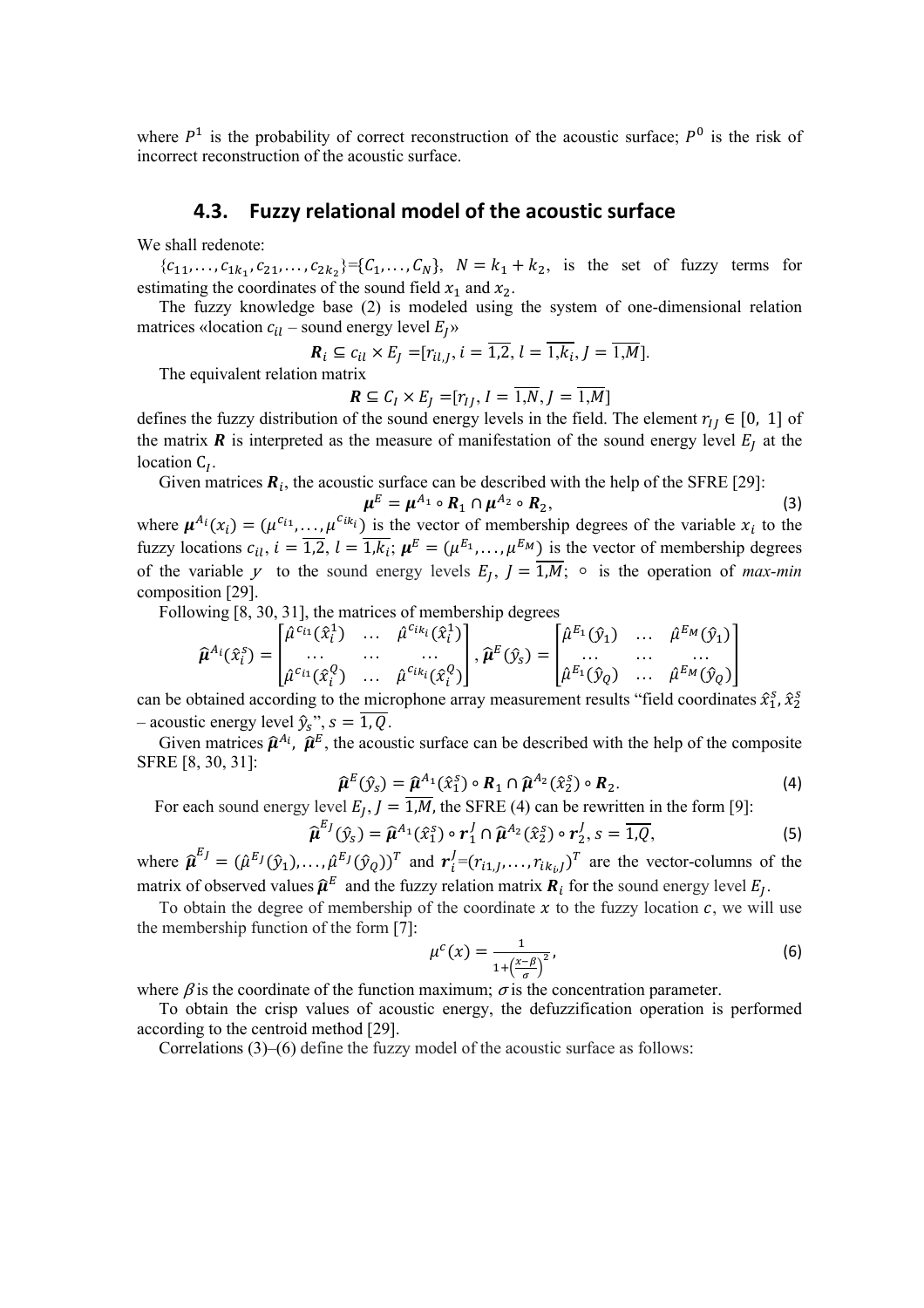where $P^1$ is the probability of correct reconstruction of the acoustic surface; $P^0$ is the risk of incorrect reconstruction of the acoustic surface.

## 4.3. Fuzzy relational model of the acoustic surface

We shall redenote:

$\{c_{11},\ldots,c_{1k_1},c_{21},\ldots,c_{2k_2}\}=\{C_1,\ldots,C_N\}$, $N=k_1+k_2$, is the set of fuzzy terms for estimating the coordinates of the sound field $x_1$ and $x_2$.

The fuzzy knowledge base (2) is modeled using the system of one-dimensional relation matrices «location $c_{il}$ – sound energy level $E_J$»

$$\boldsymbol{R}_i \subseteq c_{il} \times E_J = [r_{il,J},\, i=\overline{1,2},\, l=\overline{1,k_i},\, J=\overline{1,M}].$$

The equivalent relation matrix

$$\boldsymbol{R} \subseteq C_I \times E_J = [r_{IJ},\, I=\overline{1,N},\, J=\overline{1,M}]$$

defines the fuzzy distribution of the sound energy levels in the field. The element $r_{IJ} \in [0,\ 1]$ of the matrix $\boldsymbol{R}$ is interpreted as the measure of manifestation of the sound energy level $E_J$ at the location $C_I$.

Given matrices $\boldsymbol{R}_i$, the acoustic surface can be described with the help of the SFRE [29]:

$$\boldsymbol{\mu}^E = \boldsymbol{\mu}^{A_1} \circ \boldsymbol{R}_1 \cap \boldsymbol{\mu}^{A_2} \circ \boldsymbol{R}_2, \tag{3}$$

where $\boldsymbol{\mu}^{A_i}(x_i)=(\mu^{c_{i1}},\ldots,\mu^{c_{ik_i}})$ is the vector of membership degrees of the variable $x_i$ to the fuzzy locations $c_{il}$, $i=\overline{1,2}$, $l=\overline{1,k_i}$; $\boldsymbol{\mu}^E=(\mu^{E_1},\ldots,\mu^{E_M})$ is the vector of membership degrees of the variable $y$ to the sound energy levels $E_J$, $J=\overline{1,M}$; $\circ$ is the operation of *max-min* composition [29].

Following [8, 30, 31], the matrices of membership degrees

$$\hat{\boldsymbol{\mu}}^{A_i}(\hat{x}_i^s)=\begin{bmatrix}\hat{\mu}^{c_{i1}}(\hat{x}_i^1) & \ldots & \hat{\mu}^{c_{ik_i}}(\hat{x}_i^1)\\ \ldots & \ldots & \ldots\\ \hat{\mu}^{c_{i1}}(\hat{x}_i^Q) & \ldots & \hat{\mu}^{c_{ik_i}}(\hat{x}_i^Q)\end{bmatrix},\ \hat{\boldsymbol{\mu}}^{E}(\hat{y}_s)=\begin{bmatrix}\hat{\mu}^{E_1}(\hat{y}_1) & \ldots & \hat{\mu}^{E_M}(\hat{y}_1)\\ \ldots & \ldots & \ldots\\ \hat{\mu}^{E_1}(\hat{y}_Q) & \ldots & \hat{\mu}^{E_M}(\hat{y}_Q)\end{bmatrix}$$

can be obtained according to the microphone array measurement results "field coordinates $\hat{x}_1^s, \hat{x}_2^s$ – acoustic energy level $\hat{y}_s$", $s=\overline{1,Q}$.

Given matrices $\hat{\boldsymbol{\mu}}^{A_i}$, $\hat{\boldsymbol{\mu}}^{E}$, the acoustic surface can be described with the help of the composite SFRE [8, 30, 31]:

$$\hat{\boldsymbol{\mu}}^{E}(\hat{y}_s)=\hat{\boldsymbol{\mu}}^{A_1}(\hat{x}_1^s)\circ \boldsymbol{R}_1 \cap \hat{\boldsymbol{\mu}}^{A_2}(\hat{x}_2^s)\circ \boldsymbol{R}_2. \tag{4}$$

For each sound energy level $E_J$, $J=\overline{1,M}$, the SFRE (4) can be rewritten in the form [9]:

$$\hat{\boldsymbol{\mu}}^{E_J}(\hat{y}_s)=\hat{\boldsymbol{\mu}}^{A_1}(\hat{x}_1^s)\circ \boldsymbol{r}_1^J \cap \hat{\boldsymbol{\mu}}^{A_2}(\hat{x}_2^s)\circ \boldsymbol{r}_2^J,\ s=\overline{1,Q}, \tag{5}$$

where $\hat{\boldsymbol{\mu}}^{E_J}=(\hat{\mu}^{E_J}(\hat{y}_1),\ldots,\hat{\mu}^{E_J}(\hat{y}_Q))^T$ and $\boldsymbol{r}_i^J=(r_{i1,J},\ldots,r_{ik_i,J})^T$ are the vector-columns of the matrix of observed values $\hat{\boldsymbol{\mu}}^{E}$ and the fuzzy relation matrix $\boldsymbol{R}_i$ for the sound energy level $E_J$.

To obtain the degree of membership of the coordinate $x$ to the fuzzy location $c$, we will use the membership function of the form [7]:

$$\mu^c(x)=\frac{1}{1+\left(\frac{x-\beta}{\sigma}\right)^2}, \tag{6}$$

where $\beta$ is the coordinate of the function maximum; $\sigma$ is the concentration parameter.

To obtain the crisp values of acoustic energy, the defuzzification operation is performed according to the centroid method [29].

Correlations (3)–(6) define the fuzzy model of the acoustic surface as follows: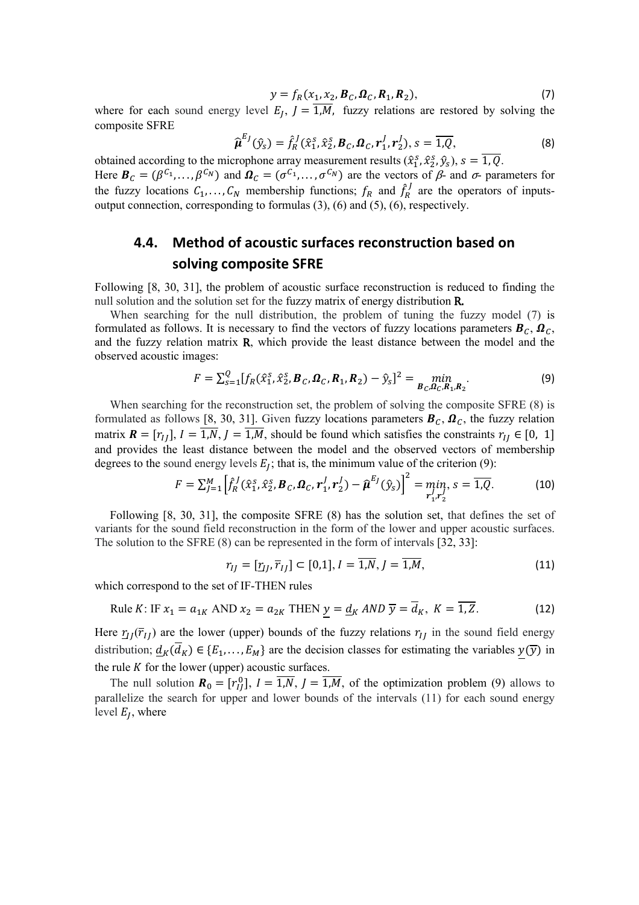$$y = f_R(x_1, x_2, \boldsymbol{B}_C, \boldsymbol{\Omega}_C, \boldsymbol{R}_1, \boldsymbol{R}_2), \tag{7}$$

where for each sound energy level $E_J$, $J = \overline{1,M}$, fuzzy relations are restored by solving the composite SFRE

$$\widehat{\boldsymbol{\mu}}^{E_J}(\hat{y}_s) = \hat{f}_R^J(\hat{x}_1^s, \hat{x}_2^s, \boldsymbol{B}_C, \boldsymbol{\Omega}_C, \boldsymbol{r}_1^J, \boldsymbol{r}_2^J), s = \overline{1,Q}, \tag{8}$$

obtained according to the microphone array measurement results $(\hat{x}_1^s, \hat{x}_2^s, \hat{y}_s)$, $s = \overline{1,Q}$.

Here $\boldsymbol{B}_C = (\beta^{C_1}, \ldots, \beta^{C_N})$ and $\boldsymbol{\Omega}_C = (\sigma^{C_1}, \ldots, \sigma^{C_N})$ are the vectors of $\beta$- and $\sigma$- parameters for the fuzzy locations $C_1, \ldots, C_N$ membership functions; $f_R$ and $\hat{f}_R^J$ are the operators of inputs-output connection, corresponding to formulas (3), (6) and (5), (6), respectively.

## 4.4. Method of acoustic surfaces reconstruction based on solving composite SFRE

Following [8, 30, 31], the problem of acoustic surface reconstruction is reduced to finding the null solution and the solution set for the fuzzy matrix of energy distribution **R**.

When searching for the null distribution, the problem of tuning the fuzzy model (7) is formulated as follows. It is necessary to find the vectors of fuzzy locations parameters $\boldsymbol{B}_C$, $\boldsymbol{\Omega}_C$, and the fuzzy relation matrix **R**, which provide the least distance between the model and the observed acoustic images:

$$F = \sum_{s=1}^{Q} [f_R(\hat{x}_1^s, \hat{x}_2^s, \boldsymbol{B}_C, \boldsymbol{\Omega}_C, \boldsymbol{R}_1, \boldsymbol{R}_2) - \hat{y}_s]^2 = \min_{\boldsymbol{B}_C, \boldsymbol{\Omega}_C, \boldsymbol{R}_1, \boldsymbol{R}_2}. \tag{9}$$

When searching for the reconstruction set, the problem of solving the composite SFRE (8) is formulated as follows [8, 30, 31]. Given fuzzy locations parameters $\boldsymbol{B}_C$, $\boldsymbol{\Omega}_C$, the fuzzy relation matrix $\boldsymbol{R} = [r_{IJ}]$, $I = \overline{1,N}$, $J = \overline{1,M}$, should be found which satisfies the constraints $r_{IJ} \in [0,\ 1]$ and provides the least distance between the model and the observed vectors of membership degrees to the sound energy levels $E_J$; that is, the minimum value of the criterion (9):

$$F = \sum_{J=1}^{M} \left[\hat{f}_R^J(\hat{x}_1^s, \hat{x}_2^s, \boldsymbol{B}_C, \boldsymbol{\Omega}_C, \boldsymbol{r}_1^J, \boldsymbol{r}_2^J) - \widehat{\boldsymbol{\mu}}^{E_J}(\hat{y}_s)\right]^2 = \min_{\boldsymbol{r}_1^J, \boldsymbol{r}_2^J}, s = \overline{1,Q}. \tag{10}$$

Following [8, 30, 31], the composite SFRE (8) has the solution set, that defines the set of variants for the sound field reconstruction in the form of the lower and upper acoustic surfaces. The solution to the SFRE (8) can be represented in the form of intervals [32, 33]:

$$r_{IJ} = [\underline{r}_{IJ}, \overline{r}_{IJ}] \subset [0,1], I = \overline{1,N}, J = \overline{1,M}, \tag{11}$$

which correspond to the set of IF-THEN rules

$$\text{Rule } K\text{: IF } x_1 = a_{1K} \text{ AND } x_2 = a_{2K} \text{ THEN } \underline{y} = \underline{d}_K \text{ AND } \overline{y} = \overline{d}_K,\ K = \overline{1,Z}. \tag{12}$$

Here $\underline{r}_{IJ}(\overline{r}_{IJ})$ are the lower (upper) bounds of the fuzzy relations $r_{IJ}$ in the sound field energy distribution; $\underline{d}_K(\overline{d}_K) \in \{E_1, \ldots, E_M\}$ are the decision classes for estimating the variables $\underline{y}(\overline{y})$ in the rule $K$ for the lower (upper) acoustic surfaces.

The null solution $\boldsymbol{R}_0 = [r_{IJ}^0]$, $I = \overline{1,N}$, $J = \overline{1,M}$, of the optimization problem (9) allows to parallelize the search for upper and lower bounds of the intervals (11) for each sound energy level $E_J$, where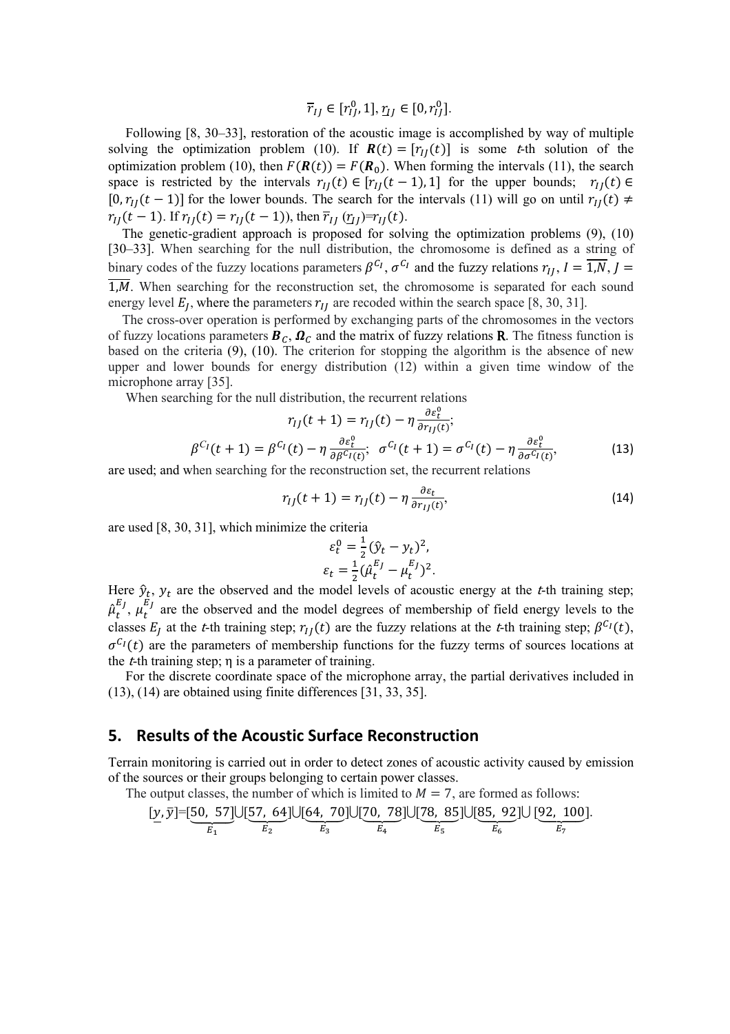$$\overline{r}_{IJ} \in [r_{IJ}^0, 1], \underline{r}_{IJ} \in [0, r_{IJ}^0].$$

Following [8, 30–33], restoration of the acoustic image is accomplished by way of multiple solving the optimization problem (10). If $\boldsymbol{R}(t) = [r_{IJ}(t)]$ is some $t$-th solution of the optimization problem (10), then $F(\boldsymbol{R}(t)) = F(\boldsymbol{R}_0)$. When forming the intervals (11), the search space is restricted by the intervals $r_{IJ}(t) \in [r_{IJ}(t-1), 1]$ for the upper bounds; $r_{IJ}(t) \in [0, r_{IJ}(t-1)]$ for the lower bounds. The search for the intervals (11) will go on until $r_{IJ}(t) \neq r_{IJ}(t-1)$. If $r_{IJ}(t) = r_{IJ}(t-1)$), then $\overline{r}_{IJ}$ ($\underline{r}_{IJ}$)=$r_{IJ}(t)$.

The genetic-gradient approach is proposed for solving the optimization problems (9), (10) [30–33]. When searching for the null distribution, the chromosome is defined as a string of binary codes of the fuzzy locations parameters $\beta^{C_I}$, $\sigma^{C_I}$ and the fuzzy relations $r_{IJ}$, $I = \overline{1,N}$, $J = \overline{1,M}$. When searching for the reconstruction set, the chromosome is separated for each sound energy level $E_J$, where the parameters $r_{IJ}$ are recoded within the search space [8, 30, 31].

The cross-over operation is performed by exchanging parts of the chromosomes in the vectors of fuzzy locations parameters $\boldsymbol{B}_C$, $\boldsymbol{\Omega}_C$ and the matrix of fuzzy relations $\mathbf{R}$. The fitness function is based on the criteria (9), (10). The criterion for stopping the algorithm is the absence of new upper and lower bounds for energy distribution (12) within a given time window of the microphone array [35].

When searching for the null distribution, the recurrent relations

$$r_{IJ}(t+1) = r_{IJ}(t) - \eta \frac{\partial \varepsilon_t^0}{\partial r_{IJ}(t)};$$

$$\beta^{C_I}(t+1) = \beta^{C_I}(t) - \eta \frac{\partial \varepsilon_t^0}{\partial \beta^{C_I}(t)}; \quad \sigma^{C_I}(t+1) = \sigma^{C_I}(t) - \eta \frac{\partial \varepsilon_t^0}{\partial \sigma^{C_I}(t)}, \tag{13}$$

are used; and when searching for the reconstruction set, the recurrent relations

$$r_{IJ}(t+1) = r_{IJ}(t) - \eta \frac{\partial \varepsilon_t}{\partial r_{IJ}(t)}, \tag{14}$$

are used [8, 30, 31], which minimize the criteria

$$\varepsilon_t^0 = \frac{1}{2}(\hat{y}_t - y_t)^2,$$

$$\varepsilon_t = \frac{1}{2}(\hat{\mu}_t^{E_J} - \mu_t^{E_J})^2.$$

Here $\hat{y}_t$, $y_t$ are the observed and the model levels of acoustic energy at the $t$-th training step; $\hat{\mu}_t^{E_J}$, $\mu_t^{E_J}$ are the observed and the model degrees of membership of field energy levels to the classes $E_J$ at the $t$-th training step; $r_{IJ}(t)$ are the fuzzy relations at the $t$-th training step; $\beta^{C_I}(t)$, $\sigma^{C_I}(t)$ are the parameters of membership functions for the fuzzy terms of sources locations at the $t$-th training step; η is a parameter of training.

For the discrete coordinate space of the microphone array, the partial derivatives included in (13), (14) are obtained using finite differences [31, 33, 35].

## 5. Results of the Acoustic Surface Reconstruction

Terrain monitoring is carried out in order to detect zones of acoustic activity caused by emission of the sources or their groups belonging to certain power classes.

The output classes, the number of which is limited to $M = 7$, are formed as follows:

$$[\underline{y}, \overline{y}] = \underbrace{[50,\ 57]}_{E_1} \cup \underbrace{[57,\ 64]}_{E_2} \cup \underbrace{[64,\ 70]}_{E_3} \cup \underbrace{[70,\ 78]}_{E_4} \cup \underbrace{[78,\ 85]}_{E_5} \cup \underbrace{[85,\ 92]}_{E_6} \cup \underbrace{[92,\ 100]}_{E_7}.$$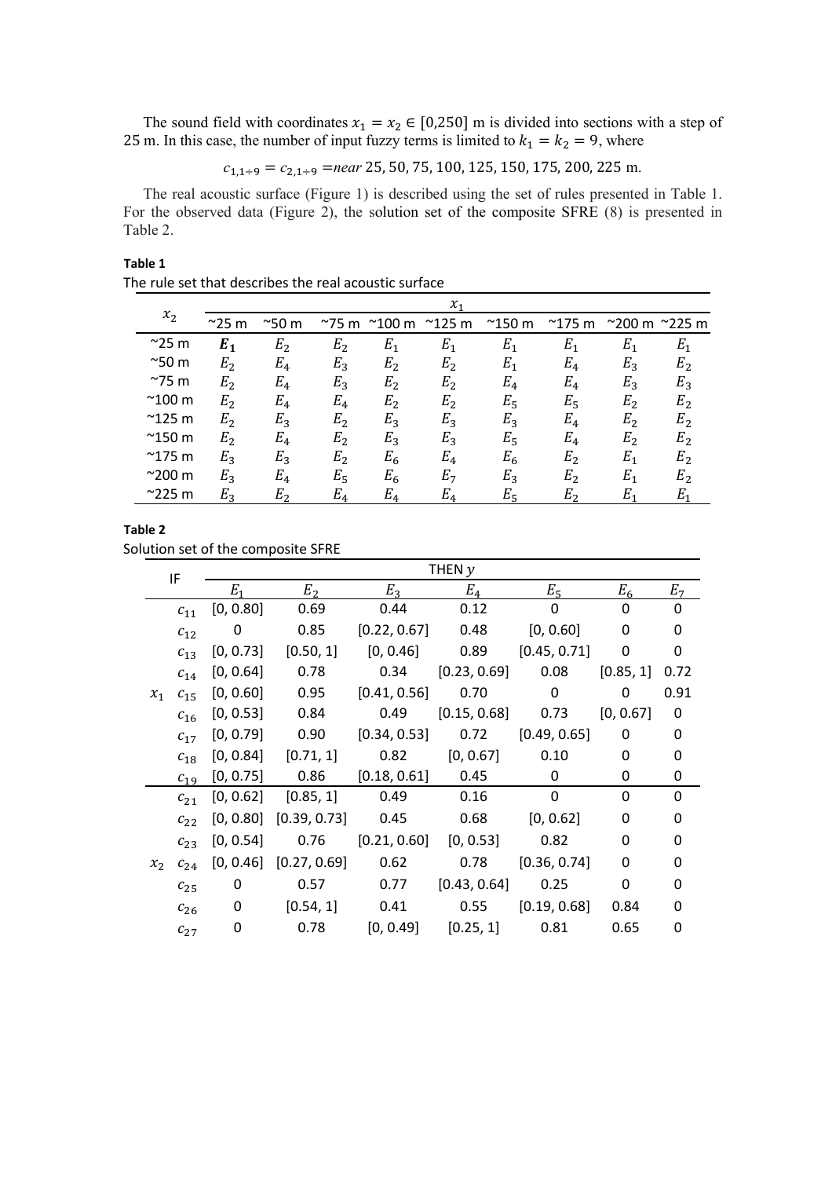The sound field with coordinates $x_1 = x_2 \in [0,250]$ m is divided into sections with a step of 25 m. In this case, the number of input fuzzy terms is limited to $k_1 = k_2 = 9$, where

$$c_{1,1\div 9} = c_{2,1\div 9} = near\ 25, 50, 75, 100, 125, 150, 175, 200, 225\ \text{m}.$$

The real acoustic surface (Figure 1) is described using the set of rules presented in Table 1. For the observed data (Figure 2), the solution set of the composite SFRE (8) is presented in Table 2.

**Table 1**

The rule set that describes the real acoustic surface

| $x_2$ | $x_1$ | | | | | | | | |
|---|---|---|---|---|---|---|---|---|---|
| | ~25 m | ~50 m | ~75 m | ~100 m | ~125 m | ~150 m | ~175 m | ~200 m | ~225 m |
| ~25 m | $\boldsymbol{E_1}$ | $E_2$ | $E_2$ | $E_1$ | $E_1$ | $E_1$ | $E_1$ | $E_1$ | $E_1$ |
| ~50 m | $E_2$ | $E_4$ | $E_3$ | $E_2$ | $E_2$ | $E_1$ | $E_4$ | $E_3$ | $E_2$ |
| ~75 m | $E_2$ | $E_4$ | $E_3$ | $E_2$ | $E_2$ | $E_4$ | $E_4$ | $E_3$ | $E_3$ |
| ~100 m | $E_2$ | $E_4$ | $E_4$ | $E_2$ | $E_2$ | $E_5$ | $E_5$ | $E_2$ | $E_2$ |
| ~125 m | $E_2$ | $E_3$ | $E_2$ | $E_3$ | $E_3$ | $E_3$ | $E_4$ | $E_2$ | $E_2$ |
| ~150 m | $E_2$ | $E_4$ | $E_2$ | $E_3$ | $E_3$ | $E_5$ | $E_4$ | $E_2$ | $E_2$ |
| ~175 m | $E_3$ | $E_3$ | $E_2$ | $E_6$ | $E_4$ | $E_6$ | $E_2$ | $E_1$ | $E_2$ |
| ~200 m | $E_3$ | $E_4$ | $E_5$ | $E_6$ | $E_7$ | $E_3$ | $E_2$ | $E_1$ | $E_2$ |
| ~225 m | $E_3$ | $E_2$ | $E_4$ | $E_4$ | $E_4$ | $E_5$ | $E_2$ | $E_1$ | $E_1$ |

**Table 2**

Solution set of the composite SFRE

| IF | | THEN $y$ | | | | | | |
|---|---|---|---|---|---|---|---|---|
| | | $E_1$ | $E_2$ | $E_3$ | $E_4$ | $E_5$ | $E_6$ | $E_7$ |
| $x_1$ | $c_{11}$ | [0, 0.80] | 0.69 | 0.44 | 0.12 | 0 | 0 | 0 |
| | $c_{12}$ | 0 | 0.85 | [0.22, 0.67] | 0.48 | [0, 0.60] | 0 | 0 |
| | $c_{13}$ | [0, 0.73] | [0.50, 1] | [0, 0.46] | 0.89 | [0.45, 0.71] | 0 | 0 |
| | $c_{14}$ | [0, 0.64] | 0.78 | 0.34 | [0.23, 0.69] | 0.08 | [0.85, 1] | 0.72 |
| | $c_{15}$ | [0, 0.60] | 0.95 | [0.41, 0.56] | 0.70 | 0 | 0 | 0.91 |
| | $c_{16}$ | [0, 0.53] | 0.84 | 0.49 | [0.15, 0.68] | 0.73 | [0, 0.67] | 0 |
| | $c_{17}$ | [0, 0.79] | 0.90 | [0.34, 0.53] | 0.72 | [0.49, 0.65] | 0 | 0 |
| | $c_{18}$ | [0, 0.84] | [0.71, 1] | 0.82 | [0, 0.67] | 0.10 | 0 | 0 |
| | $c_{19}$ | [0, 0.75] | 0.86 | [0.18, 0.61] | 0.45 | 0 | 0 | 0 |
| $x_2$ | $c_{21}$ | [0, 0.62] | [0.85, 1] | 0.49 | 0.16 | 0 | 0 | 0 |
| | $c_{22}$ | [0, 0.80] | [0.39, 0.73] | 0.45 | 0.68 | [0, 0.62] | 0 | 0 |
| | $c_{23}$ | [0, 0.54] | 0.76 | [0.21, 0.60] | [0, 0.53] | 0.82 | 0 | 0 |
| | $c_{24}$ | [0, 0.46] | [0.27, 0.69] | 0.62 | 0.78 | [0.36, 0.74] | 0 | 0 |
| | $c_{25}$ | 0 | 0.57 | 0.77 | [0.43, 0.64] | 0.25 | 0 | 0 |
| | $c_{26}$ | 0 | [0.54, 1] | 0.41 | 0.55 | [0.19, 0.68] | 0.84 | 0 |
| | $c_{27}$ | 0 | 0.78 | [0, 0.49] | [0.25, 1] | 0.81 | 0.65 | 0 |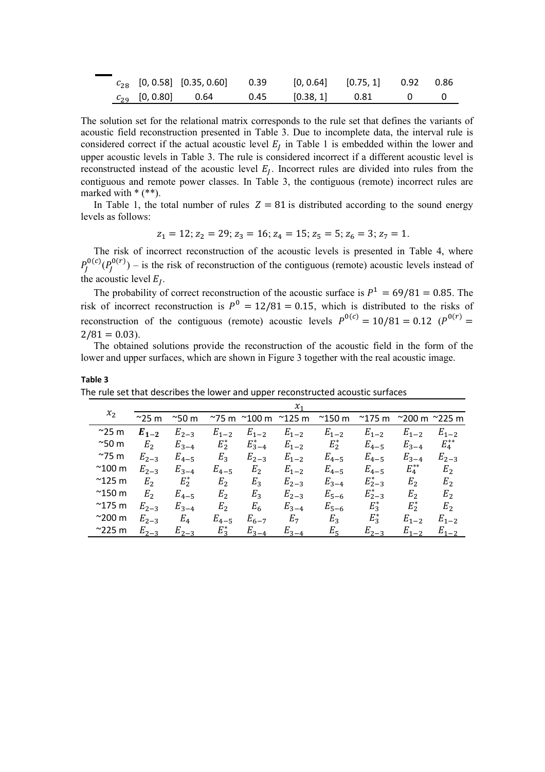| | | | | | | | |
|---|---|---|---|---|---|---|---|
| $c_{28}$ | [0, 0.58] | [0.35, 0.60] | 0.39 | [0, 0.64] | [0.75, 1] | 0.92 | 0.86 |
| $c_{29}$ | [0, 0.80] | 0.64 | 0.45 | [0.38, 1] | 0.81 | 0 | 0 |

The solution set for the relational matrix corresponds to the rule set that defines the variants of acoustic field reconstruction presented in Table 3. Due to incomplete data, the interval rule is considered correct if the actual acoustic level $E_J$ in Table 1 is embedded within the lower and upper acoustic levels in Table 3. The rule is considered incorrect if a different acoustic level is reconstructed instead of the acoustic level $E_J$. Incorrect rules are divided into rules from the contiguous and remote power classes. In Table 3, the contiguous (remote) incorrect rules are marked with * (**).

In Table 1, the total number of rules $Z = 81$ is distributed according to the sound energy levels as follows:

$$z_1 = 12; z_2 = 29; z_3 = 16; z_4 = 15; z_5 = 5; z_6 = 3; z_7 = 1.$$

The risk of incorrect reconstruction of the acoustic levels is presented in Table 4, where $P_J^{0(c)}(P_J^{0(r)})$ – is the risk of reconstruction of the contiguous (remote) acoustic levels instead of the acoustic level $E_J$.

The probability of correct reconstruction of the acoustic surface is $P^1 = 69/81 = 0.85$. The risk of incorrect reconstruction is $P^0 = 12/81 = 0.15$, which is distributed to the risks of reconstruction of the contiguous (remote) acoustic levels $P^{0(c)} = 10/81 = 0.12$ ($P^{0(r)} = 2/81 = 0.03$).

The obtained solutions provide the reconstruction of the acoustic field in the form of the lower and upper surfaces, which are shown in Figure 3 together with the real acoustic image.

**Table 3**

The rule set that describes the lower and upper reconstructed acoustic surfaces

| $x_2$ | $x_1$ | | | | | | | | |
|---|---|---|---|---|---|---|---|---|---|
| | ~25 m | ~50 m | ~75 m | ~100 m | ~125 m | ~150 m | ~175 m | ~200 m | ~225 m |
| ~25 m | $\boldsymbol{E_{1-2}}$ | $E_{2-3}$ | $E_{1-2}$ | $E_{1-2}$ | $E_{1-2}$ | $E_{1-2}$ | $E_{1-2}$ | $E_{1-2}$ | $E_{1-2}$ |
| ~50 m | $E_2$ | $E_{3-4}$ | $E_2^*$ | $E_{3-4}^*$ | $E_{1-2}$ | $E_2^*$ | $E_{4-5}$ | $E_{3-4}$ | $E_4^{**}$ |
| ~75 m | $E_{2-3}$ | $E_{4-5}$ | $E_3$ | $E_{2-3}$ | $E_{1-2}$ | $E_{4-5}$ | $E_{4-5}$ | $E_{3-4}$ | $E_{2-3}$ |
| ~100 m | $E_{2-3}$ | $E_{3-4}$ | $E_{4-5}$ | $E_2$ | $E_{1-2}$ | $E_{4-5}$ | $E_{4-5}$ | $E_4^{**}$ | $E_2$ |
| ~125 m | $E_2$ | $E_2^*$ | $E_2$ | $E_3$ | $E_{2-3}$ | $E_{3-4}$ | $E_{2-3}^*$ | $E_2$ | $E_2$ |
| ~150 m | $E_2$ | $E_{4-5}$ | $E_2$ | $E_3$ | $E_{2-3}$ | $E_{5-6}$ | $E_{2-3}^*$ | $E_2$ | $E_2$ |
| ~175 m | $E_{2-3}$ | $E_{3-4}$ | $E_2$ | $E_6$ | $E_{3-4}$ | $E_{5-6}$ | $E_3^*$ | $E_2^*$ | $E_2$ |
| ~200 m | $E_{2-3}$ | $E_4$ | $E_{4-5}$ | $E_{6-7}$ | $E_7$ | $E_3$ | $E_3^*$ | $E_{1-2}$ | $E_{1-2}$ |
| ~225 m | $E_{2-3}$ | $E_{2-3}$ | $E_3^*$ | $E_{3-4}$ | $E_{3-4}$ | $E_5$ | $E_{2-3}$ | $E_{1-2}$ | $E_{1-2}$ |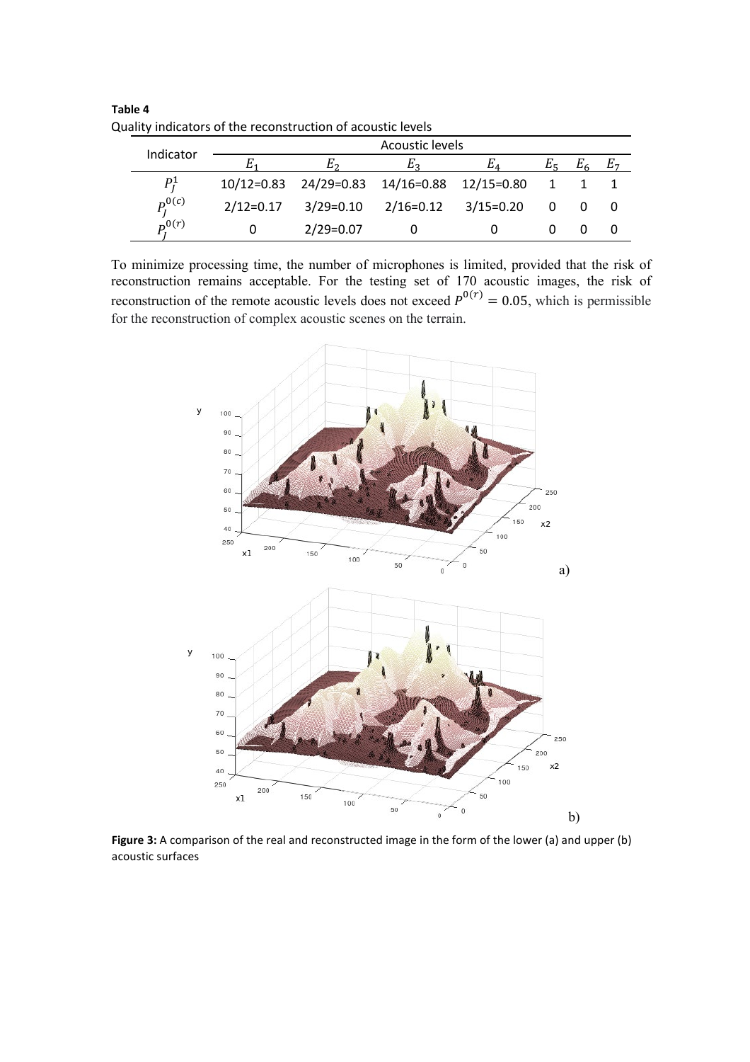**Table 4**
Quality indicators of the reconstruction of acoustic levels

| Indicator | Acoustic levels | | | | | | |
|---|---|---|---|---|---|---|---|
| | $E_1$ | $E_2$ | $E_3$ | $E_4$ | $E_5$ | $E_6$ | $E_7$ |
| $P_J^1$ | 10/12=0.83 | 24/29=0.83 | 14/16=0.88 | 12/15=0.80 | 1 | 1 | 1 |
| $P_J^{0(c)}$ | 2/12=0.17 | 3/29=0.10 | 2/16=0.12 | 3/15=0.20 | 0 | 0 | 0 |
| $P_J^{0(r)}$ | 0 | 2/29=0.07 | 0 | 0 | 0 | 0 | 0 |

To minimize processing time, the number of microphones is limited, provided that the risk of reconstruction remains acceptable. For the testing set of 170 acoustic images, the risk of reconstruction of the remote acoustic levels does not exceed $P^{0(r)} = 0.05$, which is permissible for the reconstruction of complex acoustic scenes on the terrain.

**Figure 3:** A comparison of the real and reconstructed image in the form of the lower (a) and upper (b) acoustic surfaces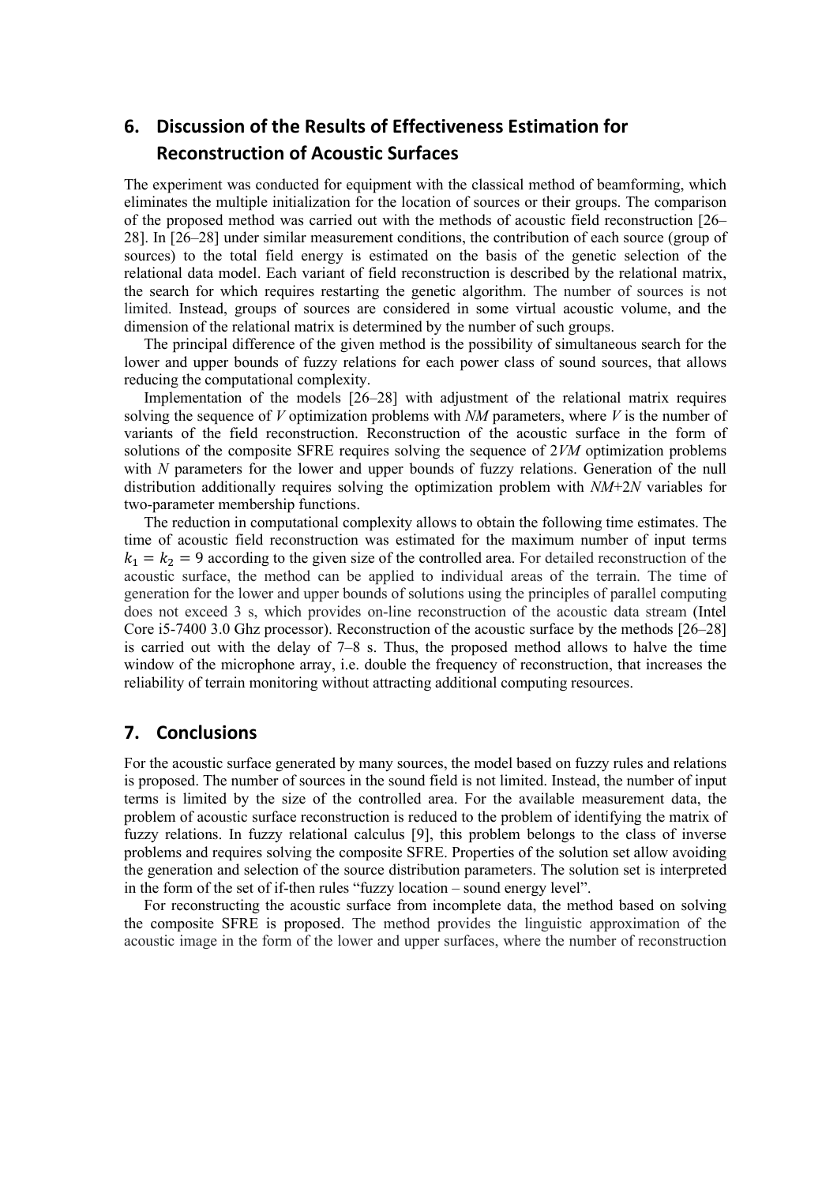## 6. Discussion of the Results of Effectiveness Estimation for Reconstruction of Acoustic Surfaces

The experiment was conducted for equipment with the classical method of beamforming, which eliminates the multiple initialization for the location of sources or their groups. The comparison of the proposed method was carried out with the methods of acoustic field reconstruction [26–28]. In [26–28] under similar measurement conditions, the contribution of each source (group of sources) to the total field energy is estimated on the basis of the genetic selection of the relational data model. Each variant of field reconstruction is described by the relational matrix, the search for which requires restarting the genetic algorithm. The number of sources is not limited. Instead, groups of sources are considered in some virtual acoustic volume, and the dimension of the relational matrix is determined by the number of such groups.

The principal difference of the given method is the possibility of simultaneous search for the lower and upper bounds of fuzzy relations for each power class of sound sources, that allows reducing the computational complexity.

Implementation of the models [26–28] with adjustment of the relational matrix requires solving the sequence of $V$ optimization problems with $NM$ parameters, where $V$ is the number of variants of the field reconstruction. Reconstruction of the acoustic surface in the form of solutions of the composite SFRE requires solving the sequence of $2VM$ optimization problems with $N$ parameters for the lower and upper bounds of fuzzy relations. Generation of the null distribution additionally requires solving the optimization problem with $NM+2N$ variables for two-parameter membership functions.

The reduction in computational complexity allows to obtain the following time estimates. The time of acoustic field reconstruction was estimated for the maximum number of input terms $k_1 = k_2 = 9$ according to the given size of the controlled area. For detailed reconstruction of the acoustic surface, the method can be applied to individual areas of the terrain. The time of generation for the lower and upper bounds of solutions using the principles of parallel computing does not exceed 3 s, which provides on-line reconstruction of the acoustic data stream (Intel Core i5-7400 3.0 Ghz processor). Reconstruction of the acoustic surface by the methods [26–28] is carried out with the delay of 7–8 s. Thus, the proposed method allows to halve the time window of the microphone array, i.e. double the frequency of reconstruction, that increases the reliability of terrain monitoring without attracting additional computing resources.

## 7. Conclusions

For the acoustic surface generated by many sources, the model based on fuzzy rules and relations is proposed. The number of sources in the sound field is not limited. Instead, the number of input terms is limited by the size of the controlled area. For the available measurement data, the problem of acoustic surface reconstruction is reduced to the problem of identifying the matrix of fuzzy relations. In fuzzy relational calculus [9], this problem belongs to the class of inverse problems and requires solving the composite SFRE. Properties of the solution set allow avoiding the generation and selection of the source distribution parameters. The solution set is interpreted in the form of the set of if-then rules "fuzzy location – sound energy level".

For reconstructing the acoustic surface from incomplete data, the method based on solving the composite SFRE is proposed. The method provides the linguistic approximation of the acoustic image in the form of the lower and upper surfaces, where the number of reconstruction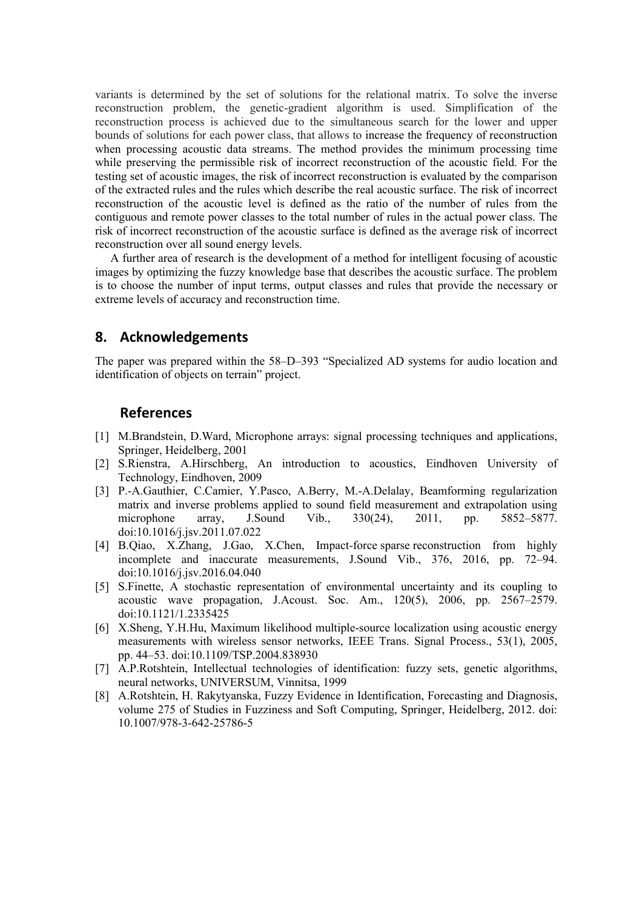variants is determined by the set of solutions for the relational matrix. To solve the inverse reconstruction problem, the genetic-gradient algorithm is used. Simplification of the reconstruction process is achieved due to the simultaneous search for the lower and upper bounds of solutions for each power class, that allows to increase the frequency of reconstruction when processing acoustic data streams. The method provides the minimum processing time while preserving the permissible risk of incorrect reconstruction of the acoustic field. For the testing set of acoustic images, the risk of incorrect reconstruction is evaluated by the comparison of the extracted rules and the rules which describe the real acoustic surface. The risk of incorrect reconstruction of the acoustic level is defined as the ratio of the number of rules from the contiguous and remote power classes to the total number of rules in the actual power class. The risk of incorrect reconstruction of the acoustic surface is defined as the average risk of incorrect reconstruction over all sound energy levels.

A further area of research is the development of a method for intelligent focusing of acoustic images by optimizing the fuzzy knowledge base that describes the acoustic surface. The problem is to choose the number of input terms, output classes and rules that provide the necessary or extreme levels of accuracy and reconstruction time.

## 8. Acknowledgements

The paper was prepared within the 58–D–393 “Specialized AD systems for audio location and identification of objects on terrain” project.

## References

[1] M.Brandstein, D.Ward, Microphone arrays: signal processing techniques and applications, Springer, Heidelberg, 2001

[2] S.Rienstra, A.Hirschberg, An introduction to acoustics, Eindhoven University of Technology, Eindhoven, 2009

[3] P.-A.Gauthier, C.Camier, Y.Pasco, A.Berry, M.-A.Delalay, Beamforming regularization matrix and inverse problems applied to sound field measurement and extrapolation using microphone array, J.Sound Vib., 330(24), 2011, pp. 5852–5877. doi:10.1016/j.jsv.2011.07.022

[4] B.Qiao, X.Zhang, J.Gao, X.Chen, Impact-force sparse reconstruction from highly incomplete and inaccurate measurements, J.Sound Vib., 376, 2016, pp. 72–94. doi:10.1016/j.jsv.2016.04.040

[5] S.Finette, A stochastic representation of environmental uncertainty and its coupling to acoustic wave propagation, J.Acoust. Soc. Am., 120(5), 2006, pp. 2567–2579. doi:10.1121/1.2335425

[6] X.Sheng, Y.H.Hu, Maximum likelihood multiple-source localization using acoustic energy measurements with wireless sensor networks, IEEE Trans. Signal Process., 53(1), 2005, pp. 44–53. doi:10.1109/TSP.2004.838930

[7] A.P.Rotshtein, Intellectual technologies of identification: fuzzy sets, genetic algorithms, neural networks, UNIVERSUM, Vinnitsa, 1999

[8] A.Rotshtein, H. Rakytyanska, Fuzzy Evidence in Identification, Forecasting and Diagnosis, volume 275 of Studies in Fuzziness and Soft Computing, Springer, Heidelberg, 2012. doi: 10.1007/978-3-642-25786-5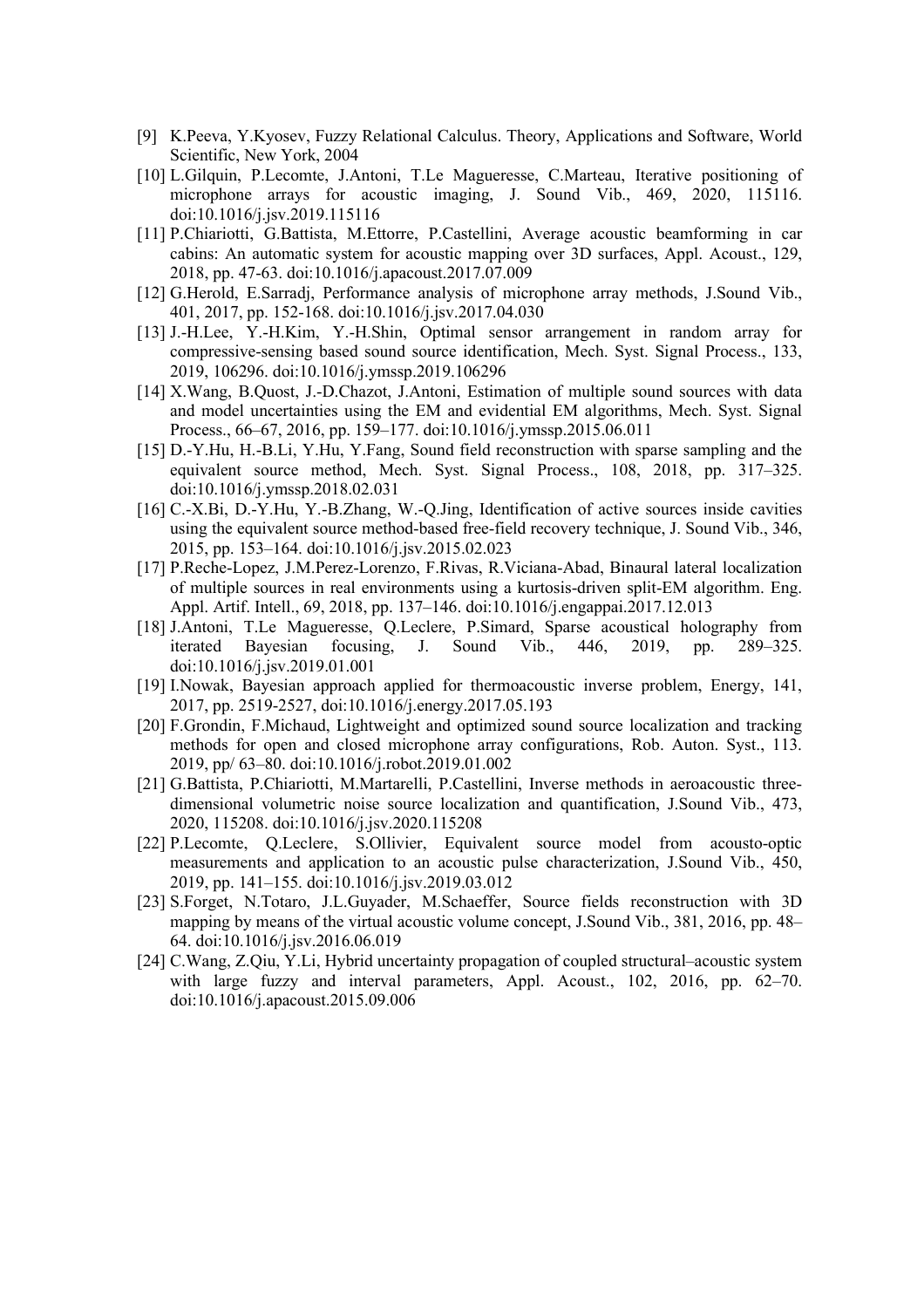[9] K.Peeva, Y.Kyosev, Fuzzy Relational Calculus. Theory, Applications and Software, World Scientific, New York, 2004

[10] L.Gilquin, P.Lecomte, J.Antoni, T.Le Magueresse, C.Marteau, Iterative positioning of microphone arrays for acoustic imaging, J. Sound Vib., 469, 2020, 115116. doi:10.1016/j.jsv.2019.115116

[11] P.Chiariotti, G.Battista, M.Ettorre, P.Castellini, Average acoustic beamforming in car cabins: An automatic system for acoustic mapping over 3D surfaces, Appl. Acoust., 129, 2018, pp. 47-63. doi:10.1016/j.apacoust.2017.07.009

[12] G.Herold, E.Sarradj, Performance analysis of microphone array methods, J.Sound Vib., 401, 2017, pp. 152-168. doi:10.1016/j.jsv.2017.04.030

[13] J.-H.Lee, Y.-H.Kim, Y.-H.Shin, Optimal sensor arrangement in random array for compressive-sensing based sound source identification, Mech. Syst. Signal Process., 133, 2019, 106296. doi:10.1016/j.ymssp.2019.106296

[14] X.Wang, B.Quost, J.-D.Chazot, J.Antoni, Estimation of multiple sound sources with data and model uncertainties using the EM and evidential EM algorithms, Mech. Syst. Signal Process., 66–67, 2016, pp. 159–177. doi:10.1016/j.ymssp.2015.06.011

[15] D.-Y.Hu, H.-B.Li, Y.Hu, Y.Fang, Sound field reconstruction with sparse sampling and the equivalent source method, Mech. Syst. Signal Process., 108, 2018, pp. 317–325. doi:10.1016/j.ymssp.2018.02.031

[16] C.-X.Bi, D.-Y.Hu, Y.-B.Zhang, W.-Q.Jing, Identification of active sources inside cavities using the equivalent source method-based free-field recovery technique, J. Sound Vib., 346, 2015, pp. 153–164. doi:10.1016/j.jsv.2015.02.023

[17] P.Reche-Lopez, J.M.Perez-Lorenzo, F.Rivas, R.Viciana-Abad, Binaural lateral localization of multiple sources in real environments using a kurtosis-driven split-EM algorithm. Eng. Appl. Artif. Intell., 69, 2018, pp. 137–146. doi:10.1016/j.engappai.2017.12.013

[18] J.Antoni, T.Le Magueresse, Q.Leclere, P.Simard, Sparse acoustical holography from iterated Bayesian focusing, J. Sound Vib., 446, 2019, pp. 289–325. doi:10.1016/j.jsv.2019.01.001

[19] I.Nowak, Bayesian approach applied for thermoacoustic inverse problem, Energy, 141, 2017, pp. 2519-2527, doi:10.1016/j.energy.2017.05.193

[20] F.Grondin, F.Michaud, Lightweight and optimized sound source localization and tracking methods for open and closed microphone array configurations, Rob. Auton. Syst., 113. 2019, pp/ 63–80. doi:10.1016/j.robot.2019.01.002

[21] G.Battista, P.Chiariotti, M.Martarelli, P.Castellini, Inverse methods in aeroacoustic three-dimensional volumetric noise source localization and quantification, J.Sound Vib., 473, 2020, 115208. doi:10.1016/j.jsv.2020.115208

[22] P.Lecomte, Q.Leclere, S.Ollivier, Equivalent source model from acousto-optic measurements and application to an acoustic pulse characterization, J.Sound Vib., 450, 2019, pp. 141–155. doi:10.1016/j.jsv.2019.03.012

[23] S.Forget, N.Totaro, J.L.Guyader, M.Schaeffer, Source fields reconstruction with 3D mapping by means of the virtual acoustic volume concept, J.Sound Vib., 381, 2016, pp. 48–64. doi:10.1016/j.jsv.2016.06.019

[24] C.Wang, Z.Qiu, Y.Li, Hybrid uncertainty propagation of coupled structural–acoustic system with large fuzzy and interval parameters, Appl. Acoust., 102, 2016, pp. 62–70. doi:10.1016/j.apacoust.2015.09.006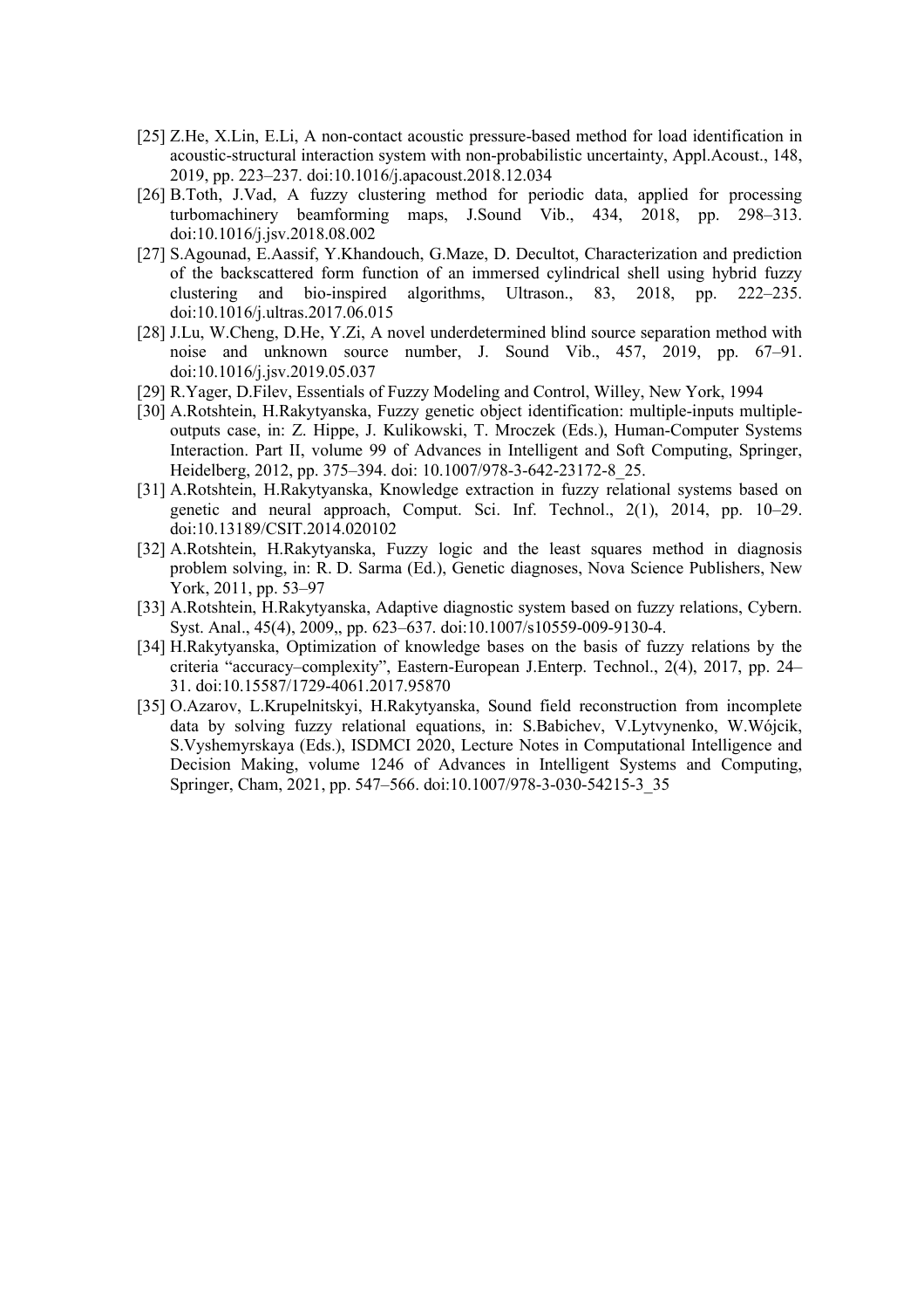[25] Z.He, X.Lin, E.Li, A non-contact acoustic pressure-based method for load identification in acoustic-structural interaction system with non-probabilistic uncertainty, Appl.Acoust., 148, 2019, pp. 223–237. doi:10.1016/j.apacoust.2018.12.034

[26] B.Toth, J.Vad, A fuzzy clustering method for periodic data, applied for processing turbomachinery beamforming maps, J.Sound Vib., 434, 2018, pp. 298–313. doi:10.1016/j.jsv.2018.08.002

[27] S.Agounad, E.Aassif, Y.Khandouch, G.Maze, D. Decultot, Characterization and prediction of the backscattered form function of an immersed cylindrical shell using hybrid fuzzy clustering and bio-inspired algorithms, Ultrason., 83, 2018, pp. 222–235. doi:10.1016/j.ultras.2017.06.015

[28] J.Lu, W.Cheng, D.He, Y.Zi, A novel underdetermined blind source separation method with noise and unknown source number, J. Sound Vib., 457, 2019, pp. 67–91. doi:10.1016/j.jsv.2019.05.037

[29] R.Yager, D.Filev, Essentials of Fuzzy Modeling and Control, Willey, New York, 1994

[30] A.Rotshtein, H.Rakytyanska, Fuzzy genetic object identification: multiple-inputs multiple-outputs case, in: Z. Hippe, J. Kulikowski, T. Mroczek (Eds.), Human-Computer Systems Interaction. Part II, volume 99 of Advances in Intelligent and Soft Computing, Springer, Heidelberg, 2012, pp. 375–394. doi: 10.1007/978-3-642-23172-8_25.

[31] A.Rotshtein, H.Rakytyanska, Knowledge extraction in fuzzy relational systems based on genetic and neural approach, Comput. Sci. Inf. Technol., 2(1), 2014, pp. 10–29. doi:10.13189/CSIT.2014.020102

[32] A.Rotshtein, H.Rakytyanska, Fuzzy logic and the least squares method in diagnosis problem solving, in: R. D. Sarma (Ed.), Genetic diagnoses, Nova Science Publishers, New York, 2011, pp. 53–97

[33] A.Rotshtein, H.Rakytyanska, Adaptive diagnostic system based on fuzzy relations, Cybern. Syst. Anal., 45(4), 2009,, pp. 623–637. doi:10.1007/s10559-009-9130-4.

[34] H.Rakytyanska, Optimization of knowledge bases on the basis of fuzzy relations by the criteria “accuracy–complexity”, Eastern-European J.Enterp. Technol., 2(4), 2017, pp. 24–31. doi:10.15587/1729-4061.2017.95870

[35] O.Azarov, L.Krupelnitskyi, H.Rakytyanska, Sound field reconstruction from incomplete data by solving fuzzy relational equations, in: S.Babichev, V.Lytvynenko, W.Wójcik, S.Vyshemyrskaya (Eds.), ISDMCI 2020, Lecture Notes in Computational Intelligence and Decision Making, volume 1246 of Advances in Intelligent Systems and Computing, Springer, Cham, 2021, pp. 547–566. doi:10.1007/978-3-030-54215-3_35